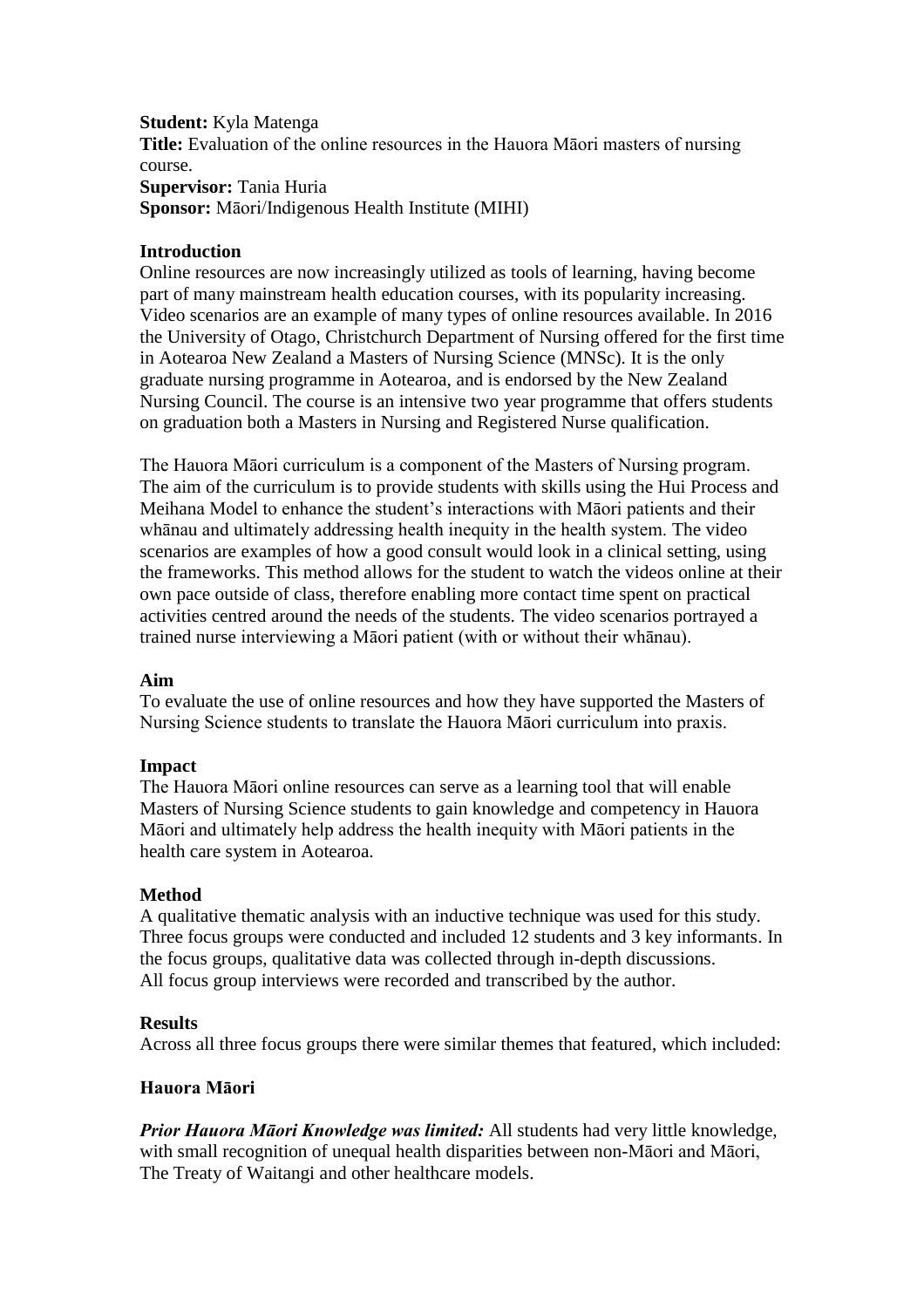**Student:** Kyla Matenga
**Title:** Evaluation of the online resources in the Hauora Māori masters of nursing course.
**Supervisor:** Tania Huria
**Sponsor:** Māori/Indigenous Health Institute (MIHI)

## Introduction

Online resources are now increasingly utilized as tools of learning, having become part of many mainstream health education courses, with its popularity increasing. Video scenarios are an example of many types of online resources available. In 2016 the University of Otago, Christchurch Department of Nursing offered for the first time in Aotearoa New Zealand a Masters of Nursing Science (MNSc). It is the only graduate nursing programme in Aotearoa, and is endorsed by the New Zealand Nursing Council. The course is an intensive two year programme that offers students on graduation both a Masters in Nursing and Registered Nurse qualification.

The Hauora Māori curriculum is a component of the Masters of Nursing program. The aim of the curriculum is to provide students with skills using the Hui Process and Meihana Model to enhance the student's interactions with Māori patients and their whānau and ultimately addressing health inequity in the health system. The video scenarios are examples of how a good consult would look in a clinical setting, using the frameworks. This method allows for the student to watch the videos online at their own pace outside of class, therefore enabling more contact time spent on practical activities centred around the needs of the students. The video scenarios portrayed a trained nurse interviewing a Māori patient (with or without their whānau).

## Aim

To evaluate the use of online resources and how they have supported the Masters of Nursing Science students to translate the Hauora Māori curriculum into praxis.

## Impact

The Hauora Māori online resources can serve as a learning tool that will enable Masters of Nursing Science students to gain knowledge and competency in Hauora Māori and ultimately help address the health inequity with Māori patients in the health care system in Aotearoa.

## Method

A qualitative thematic analysis with an inductive technique was used for this study. Three focus groups were conducted and included 12 students and 3 key informants. In the focus groups, qualitative data was collected through in-depth discussions. All focus group interviews were recorded and transcribed by the author.

## Results

Across all three focus groups there were similar themes that featured, which included:

### Hauora Māori

***Prior Hauora Māori Knowledge was limited:*** All students had very little knowledge, with small recognition of unequal health disparities between non-Māori and Māori, The Treaty of Waitangi and other healthcare models.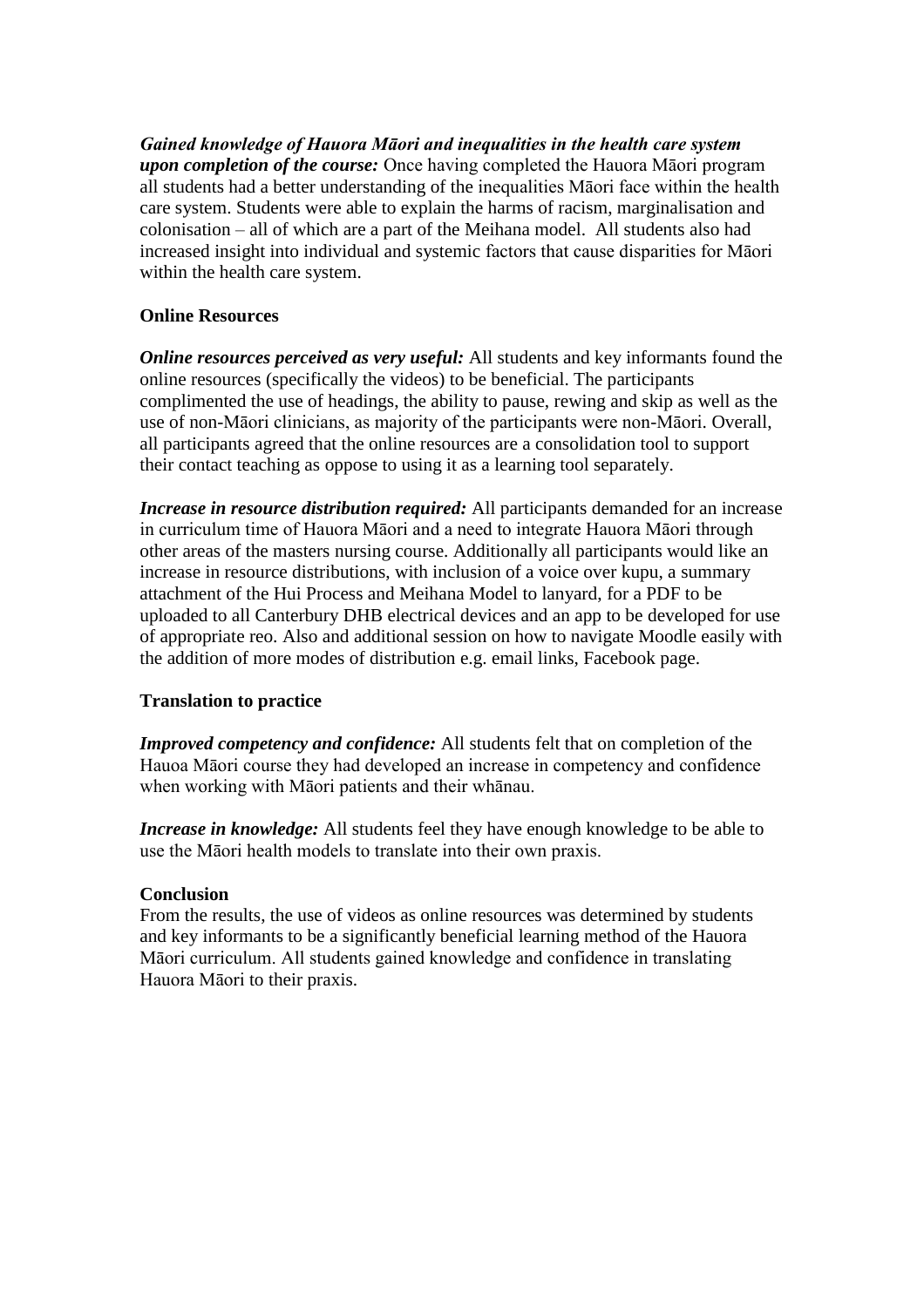***Gained knowledge of Hauora Māori and inequalities in the health care system upon completion of the course:*** Once having completed the Hauora Māori program all students had a better understanding of the inequalities Māori face within the health care system. Students were able to explain the harms of racism, marginalisation and colonisation – all of which are a part of the Meihana model. All students also had increased insight into individual and systemic factors that cause disparities for Māori within the health care system.

**Online Resources**

***Online resources perceived as very useful:*** All students and key informants found the online resources (specifically the videos) to be beneficial. The participants complimented the use of headings, the ability to pause, rewing and skip as well as the use of non-Māori clinicians, as majority of the participants were non-Māori. Overall, all participants agreed that the online resources are a consolidation tool to support their contact teaching as oppose to using it as a learning tool separately.

***Increase in resource distribution required:*** All participants demanded for an increase in curriculum time of Hauora Māori and a need to integrate Hauora Māori through other areas of the masters nursing course. Additionally all participants would like an increase in resource distributions, with inclusion of a voice over kupu, a summary attachment of the Hui Process and Meihana Model to lanyard, for a PDF to be uploaded to all Canterbury DHB electrical devices and an app to be developed for use of appropriate reo. Also and additional session on how to navigate Moodle easily with the addition of more modes of distribution e.g. email links, Facebook page.

**Translation to practice**

***Improved competency and confidence:*** All students felt that on completion of the Hauoa Māori course they had developed an increase in competency and confidence when working with Māori patients and their whānau.

***Increase in knowledge:*** All students feel they have enough knowledge to be able to use the Māori health models to translate into their own praxis.

**Conclusion**

From the results, the use of videos as online resources was determined by students and key informants to be a significantly beneficial learning method of the Hauora Māori curriculum. All students gained knowledge and confidence in translating Hauora Māori to their praxis.